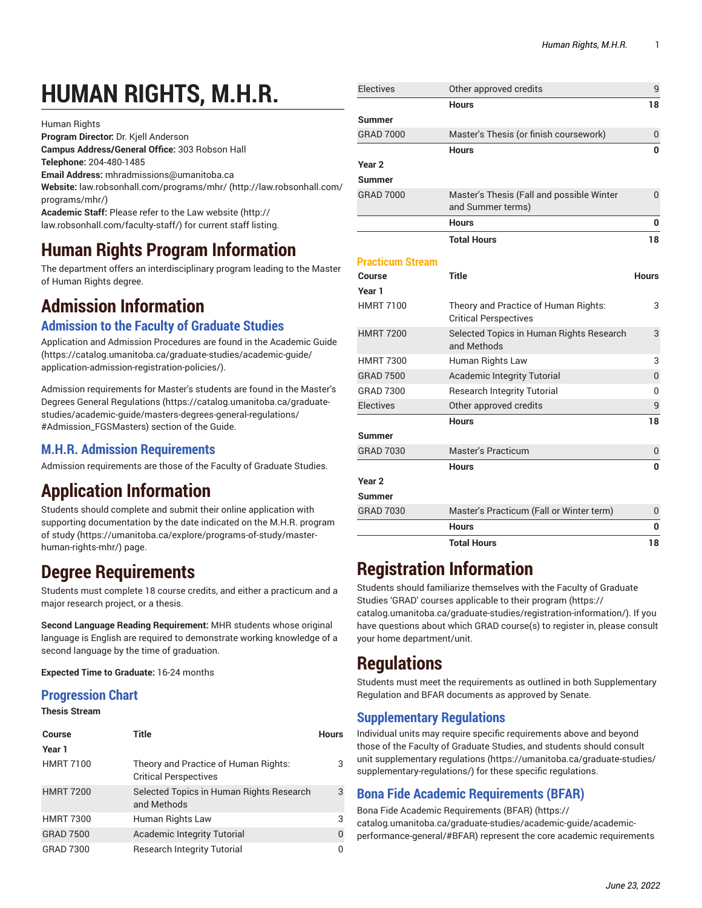# HUMAN RIGHTS, M.H.R.

Human Rights
**Program Director:** Dr. Kjell Anderson
**Campus Address/General Office:** 303 Robson Hall
**Telephone:** 204-480-1485
**Email Address:** mhradmissions@umanitoba.ca
**Website:** law.robsonhall.com/programs/mhr/ (http://law.robsonhall.com/programs/mhr/)
**Academic Staff:** Please refer to the Law website (http://law.robsonhall.com/faculty-staff/) for current staff listing.

## Human Rights Program Information

The department offers an interdisciplinary program leading to the Master of Human Rights degree.

## Admission Information

### Admission to the Faculty of Graduate Studies

Application and Admission Procedures are found in the Academic Guide (https://catalog.umanitoba.ca/graduate-studies/academic-guide/application-admission-registration-policies/).

Admission requirements for Master's students are found in the Master's Degrees General Regulations (https://catalog.umanitoba.ca/graduate-studies/academic-guide/masters-degrees-general-regulations/#Admission_FGSMasters) section of the Guide.

### M.H.R. Admission Requirements

Admission requirements are those of the Faculty of Graduate Studies.

## Application Information

Students should complete and submit their online application with supporting documentation by the date indicated on the M.H.R. program of study (https://umanitoba.ca/explore/programs-of-study/master-human-rights-mhr/) page.

## Degree Requirements

Students must complete 18 course credits, and either a practicum and a major research project, or a thesis.

**Second Language Reading Requirement:** MHR students whose original language is English are required to demonstrate working knowledge of a second language by the time of graduation.

**Expected Time to Graduate:** 16-24 months

### Progression Chart

**Thesis Stream**

| Course | Title | Hours |
|---|---|---|
| **Year 1** | | |
| HMRT 7100 | Theory and Practice of Human Rights: Critical Perspectives | 3 |
| HMRT 7200 | Selected Topics in Human Rights Research and Methods | 3 |
| HMRT 7300 | Human Rights Law | 3 |
| GRAD 7500 | Academic Integrity Tutorial | 0 |
| GRAD 7300 | Research Integrity Tutorial | 0 |
| Electives | Other approved credits | 9 |
| | **Hours** | **18** |
| **Summer** | | |
| GRAD 7000 | Master's Thesis (or finish coursework) | 0 |
| | **Hours** | **0** |
| **Year 2** | | |
| **Summer** | | |
| GRAD 7000 | Master's Thesis (Fall and possible Winter and Summer terms) | 0 |
| | **Hours** | **0** |
| | **Total Hours** | **18** |

**Practicum Stream**

| Course | Title | Hours |
|---|---|---|
| **Year 1** | | |
| HMRT 7100 | Theory and Practice of Human Rights: Critical Perspectives | 3 |
| HMRT 7200 | Selected Topics in Human Rights Research and Methods | 3 |
| HMRT 7300 | Human Rights Law | 3 |
| GRAD 7500 | Academic Integrity Tutorial | 0 |
| GRAD 7300 | Research Integrity Tutorial | 0 |
| Electives | Other approved credits | 9 |
| | **Hours** | **18** |
| **Summer** | | |
| GRAD 7030 | Master's Practicum | 0 |
| | **Hours** | **0** |
| **Year 2** | | |
| **Summer** | | |
| GRAD 7030 | Master's Practicum (Fall or Winter term) | 0 |
| | **Hours** | **0** |
| | **Total Hours** | **18** |

## Registration Information

Students should familiarize themselves with the Faculty of Graduate Studies 'GRAD' courses applicable to their program (https://catalog.umanitoba.ca/graduate-studies/registration-information/). If you have questions about which GRAD course(s) to register in, please consult your home department/unit.

## Regulations

Students must meet the requirements as outlined in both Supplementary Regulation and BFAR documents as approved by Senate.

### Supplementary Regulations

Individual units may require specific requirements above and beyond those of the Faculty of Graduate Studies, and students should consult unit supplementary regulations (https://umanitoba.ca/graduate-studies/supplementary-regulations/) for these specific regulations.

### Bona Fide Academic Requirements (BFAR)

Bona Fide Academic Requirements (BFAR) (https://catalog.umanitoba.ca/graduate-studies/academic-guide/academic-performance-general/#BFAR) represent the core academic requirements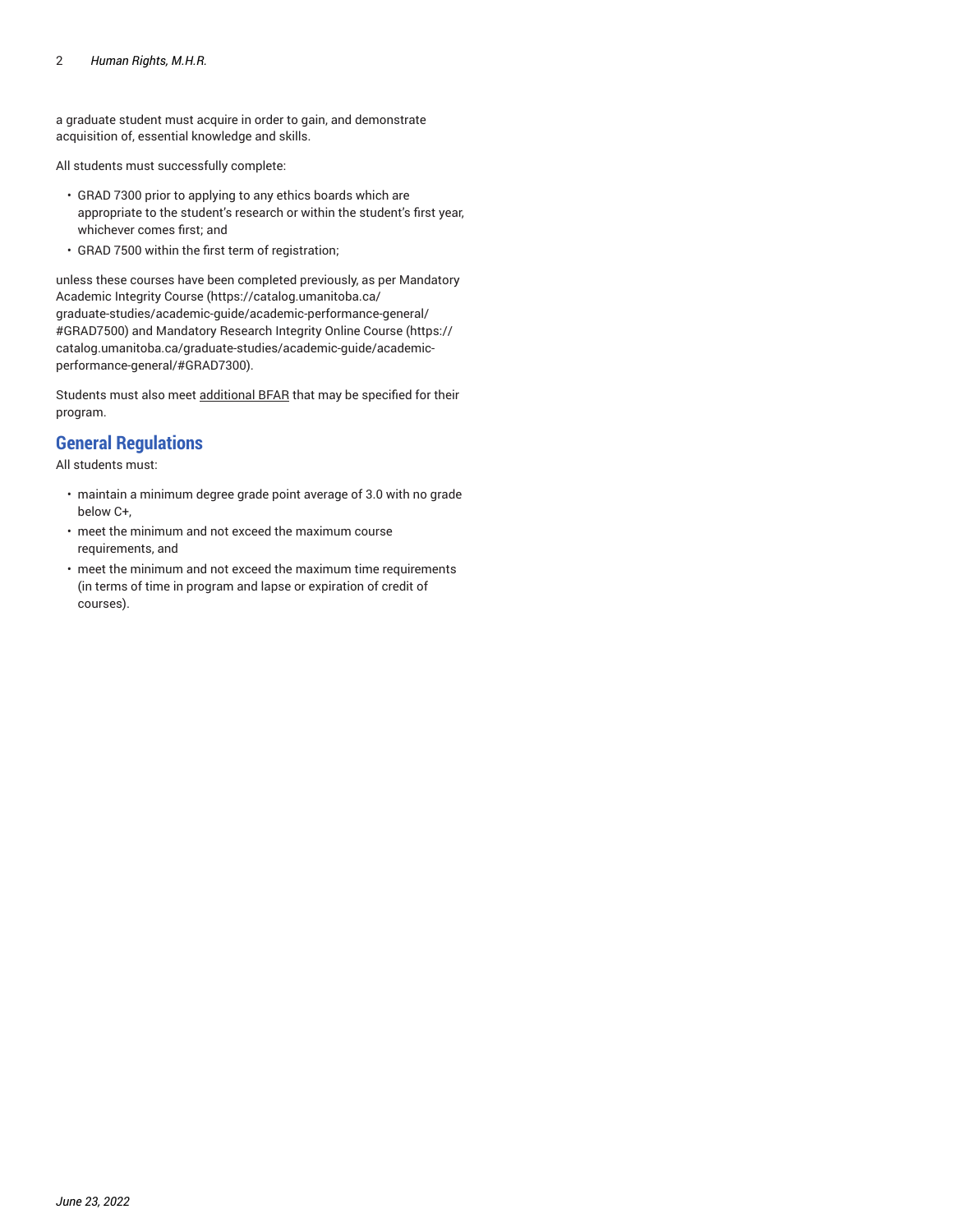a graduate student must acquire in order to gain, and demonstrate acquisition of, essential knowledge and skills.

All students must successfully complete:

- GRAD 7300 prior to applying to any ethics boards which are appropriate to the student's research or within the student's first year, whichever comes first; and
- GRAD 7500 within the first term of registration;

unless these courses have been completed previously, as per Mandatory Academic Integrity Course (https://catalog.umanitoba.ca/graduate-studies/academic-guide/academic-performance-general/#GRAD7500) and Mandatory Research Integrity Online Course (https://catalog.umanitoba.ca/graduate-studies/academic-guide/academic-performance-general/#GRAD7300).

Students must also meet additional BFAR that may be specified for their program.

## General Regulations

All students must:

- maintain a minimum degree grade point average of 3.0 with no grade below C+,
- meet the minimum and not exceed the maximum course requirements, and
- meet the minimum and not exceed the maximum time requirements (in terms of time in program and lapse or expiration of credit of courses).